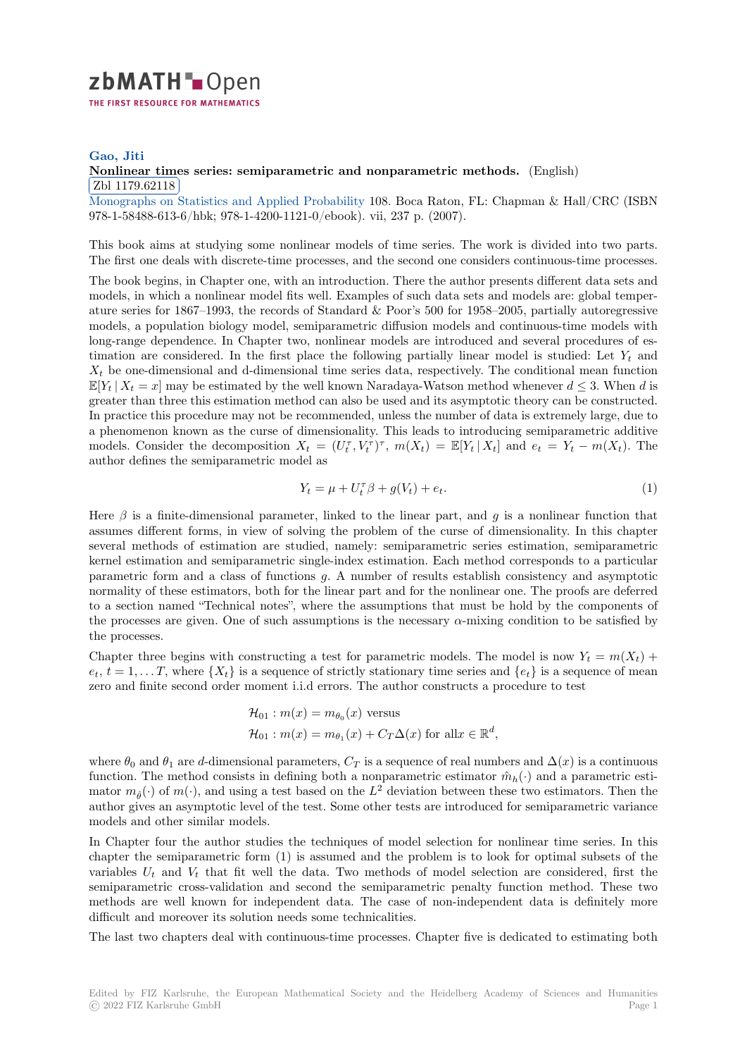zbMATH Open

THE FIRST RESOURCE FOR MATHEMATICS

**Gao, Jiti**

**Nonlinear times series: semiparametric and nonparametric methods.** (English)

Zbl 1179.62118

Monographs on Statistics and Applied Probability 108. Boca Raton, FL: Chapman & Hall/CRC (ISBN 978-1-58488-613-6/hbk; 978-1-4200-1121-0/ebook). vii, 237 p. (2007).

This book aims at studying some nonlinear models of time series. The work is divided into two parts. The first one deals with discrete-time processes, and the second one considers continuous-time processes.

The book begins, in Chapter one, with an introduction. There the author presents different data sets and models, in which a nonlinear model fits well. Examples of such data sets and models are: global temperature series for 1867–1993, the records of Standard & Poor's 500 for 1958–2005, partially autoregressive models, a population biology model, semiparametric diffusion models and continuous-time models with long-range dependence. In Chapter two, nonlinear models are introduced and several procedures of estimation are considered. In the first place the following partially linear model is studied: Let $Y_t$ and $X_t$ be one-dimensional and d-dimensional time series data, respectively. The conditional mean function $\mathbb{E}[Y_t \,|\, X_t = x]$ may be estimated by the well known Naradaya-Watson method whenever $d \leq 3$. When $d$ is greater than three this estimation method can also be used and its asymptotic theory can be constructed. In practice this procedure may not be recommended, unless the number of data is extremely large, due to a phenomenon known as the curse of dimensionality. This leads to introducing semiparametric additive models. Consider the decomposition $X_t = (U_t^\tau, V_t^\tau)^\tau$, $m(X_t) = \mathbb{E}[Y_t \,|\, X_t]$ and $e_t = Y_t - m(X_t)$. The author defines the semiparametric model as

$$Y_t = \mu + U_t^\tau \beta + g(V_t) + e_t. \tag{1}$$

Here $\beta$ is a finite-dimensional parameter, linked to the linear part, and $g$ is a nonlinear function that assumes different forms, in view of solving the problem of the curse of dimensionality. In this chapter several methods of estimation are studied, namely: semiparametric series estimation, semiparametric kernel estimation and semiparametric single-index estimation. Each method corresponds to a particular parametric form and a class of functions $g$. A number of results establish consistency and asymptotic normality of these estimators, both for the linear part and for the nonlinear one. The proofs are deferred to a section named "Technical notes", where the assumptions that must be hold by the components of the processes are given. One of such assumptions is the necessary $\alpha$-mixing condition to be satisfied by the processes.

Chapter three begins with constructing a test for parametric models. The model is now $Y_t = m(X_t) + e_t$, $t = 1, \dots T$, where $\{X_t\}$ is a sequence of strictly stationary time series and $\{e_t\}$ is a sequence of mean zero and finite second order moment i.i.d errors. The author constructs a procedure to test

$$\begin{aligned} &\mathcal{H}_{01} : m(x) = m_{\theta_0}(x) \text{ versus} \\ &\mathcal{H}_{01} : m(x) = m_{\theta_1}(x) + C_T \Delta(x) \text{ for all} x \in \mathbb{R}^d, \end{aligned}$$

where $\theta_0$ and $\theta_1$ are $d$-dimensional parameters, $C_T$ is a sequence of real numbers and $\Delta(x)$ is a continuous function. The method consists in defining both a nonparametric estimator $\hat{m}_h(\cdot)$ and a parametric estimator $m_{\hat{\theta}}(\cdot)$ of $m(\cdot)$, and using a test based on the $L^2$ deviation between these two estimators. Then the author gives an asymptotic level of the test. Some other tests are introduced for semiparametric variance models and other similar models.

In Chapter four the author studies the techniques of model selection for nonlinear time series. In this chapter the semiparametric form (1) is assumed and the problem is to look for optimal subsets of the variables $U_t$ and $V_t$ that fit well the data. Two methods of model selection are considered, first the semiparametric cross-validation and second the semiparametric penalty function method. These two methods are well known for independent data. The case of non-independent data is definitely more difficult and moreover its solution needs some technicalities.

The last two chapters deal with continuous-time processes. Chapter five is dedicated to estimating both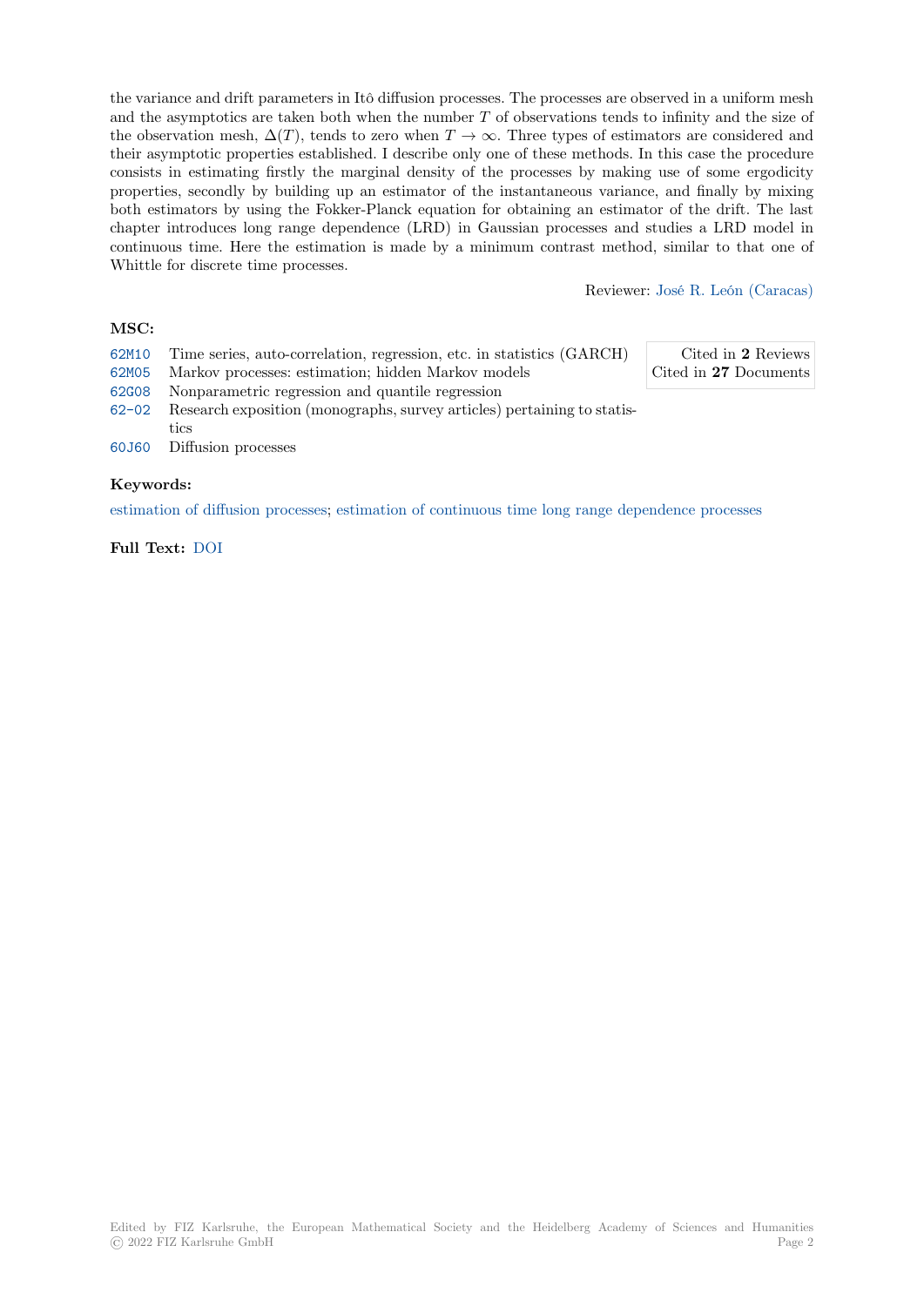the variance and drift parameters in Itô diffusion processes. The processes are observed in a uniform mesh and the asymptotics are taken both when the number $T$ of observations tends to infinity and the size of the observation mesh, $\Delta(T)$, tends to zero when $T \to \infty$. Three types of estimators are considered and their asymptotic properties established. I describe only one of these methods. In this case the procedure consists in estimating firstly the marginal density of the processes by making use of some ergodicity properties, secondly by building up an estimator of the instantaneous variance, and finally by mixing both estimators by using the Fokker-Planck equation for obtaining an estimator of the drift. The last chapter introduces long range dependence (LRD) in Gaussian processes and studies a LRD model in continuous time. Here the estimation is made by a minimum contrast method, similar to that one of Whittle for discrete time processes.

Reviewer: José R. León (Caracas)

**MSC:**

| | |
|---|---|
| 62M10 | Time series, auto-correlation, regression, etc. in statistics (GARCH) |
| 62M05 | Markov processes: estimation; hidden Markov models |
| 62G08 | Nonparametric regression and quantile regression |
| 62-02 | Research exposition (monographs, survey articles) pertaining to statistics |
| 60J60 | Diffusion processes |

Cited in **2** Reviews
Cited in **27** Documents

**Keywords:**

estimation of diffusion processes; estimation of continuous time long range dependence processes

**Full Text:** DOI